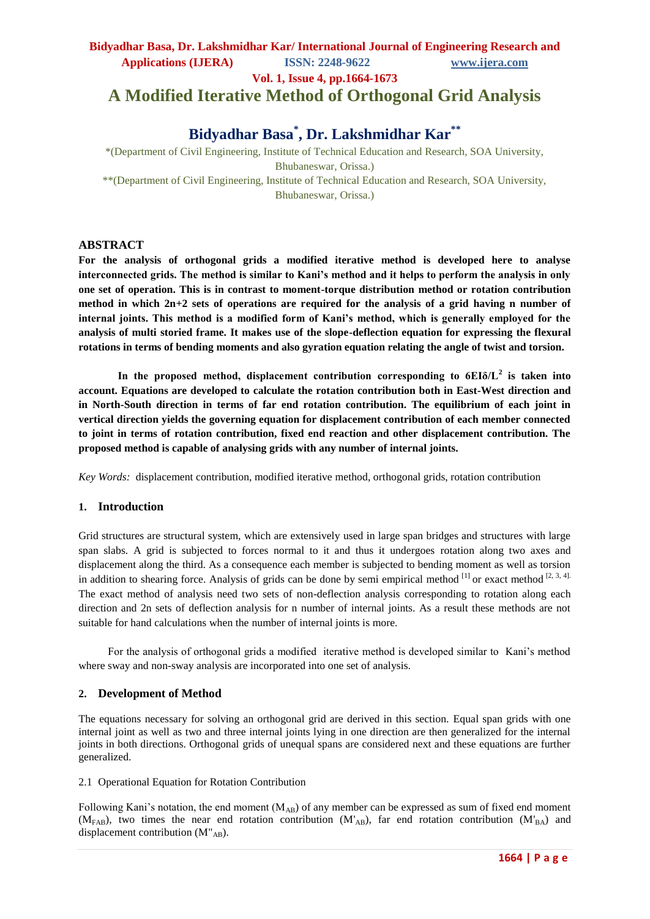# A Modified Iterative Method of Orthogonal Grid Analysis

## Bidyadhar Basa*, Dr. Lakshmidhar Kar**

*(Department of Civil Engineering, Institute of Technical Education and Research, SOA University, Bhubaneswar, Orissa.)

**(Department of Civil Engineering, Institute of Technical Education and Research, SOA University, Bhubaneswar, Orissa.)

### ABSTRACT

**For the analysis of orthogonal grids a modified iterative method is developed here to analyse interconnected grids. The method is similar to Kani's method and it helps to perform the analysis in only one set of operation. This is in contrast to moment-torque distribution method or rotation contribution method in which 2n+2 sets of operations are required for the analysis of a grid having n number of internal joints. This method is a modified form of Kani's method, which is generally employed for the analysis of multi storied frame. It makes use of the slope-deflection equation for expressing the flexural rotations in terms of bending moments and also gyration equation relating the angle of twist and torsion.**

**In the proposed method, displacement contribution corresponding to $6EI\delta/L^2$ is taken into account. Equations are developed to calculate the rotation contribution both in East-West direction and in North-South direction in terms of far end rotation contribution. The equilibrium of each joint in vertical direction yields the governing equation for displacement contribution of each member connected to joint in terms of rotation contribution, fixed end reaction and other displacement contribution. The proposed method is capable of analysing grids with any number of internal joints.**

*Key Words:* displacement contribution, modified iterative method, orthogonal grids, rotation contribution

### 1. Introduction

Grid structures are structural system, which are extensively used in large span bridges and structures with large span slabs. A grid is subjected to forces normal to it and thus it undergoes rotation along two axes and displacement along the third. As a consequence each member is subjected to bending moment as well as torsion in addition to shearing force. Analysis of grids can be done by semi empirical method [1] or exact method [2, 3, 4]. The exact method of analysis need two sets of non-deflection analysis corresponding to rotation along each direction and 2n sets of deflection analysis for n number of internal joints. As a result these methods are not suitable for hand calculations when the number of internal joints is more.

For the analysis of orthogonal grids a modified iterative method is developed similar to Kani's method where sway and non-sway analysis are incorporated into one set of analysis.

### 2. Development of Method

The equations necessary for solving an orthogonal grid are derived in this section. Equal span grids with one internal joint as well as two and three internal joints lying in one direction are then generalized for the internal joints in both directions. Orthogonal grids of unequal spans are considered next and these equations are further generalized.

2.1 Operational Equation for Rotation Contribution

Following Kani's notation, the end moment ($M_{AB}$) of any member can be expressed as sum of fixed end moment ($M_{FAB}$), two times the near end rotation contribution ($M'_{AB}$), far end rotation contribution ($M'_{BA}$) and displacement contribution ($M''_{AB}$).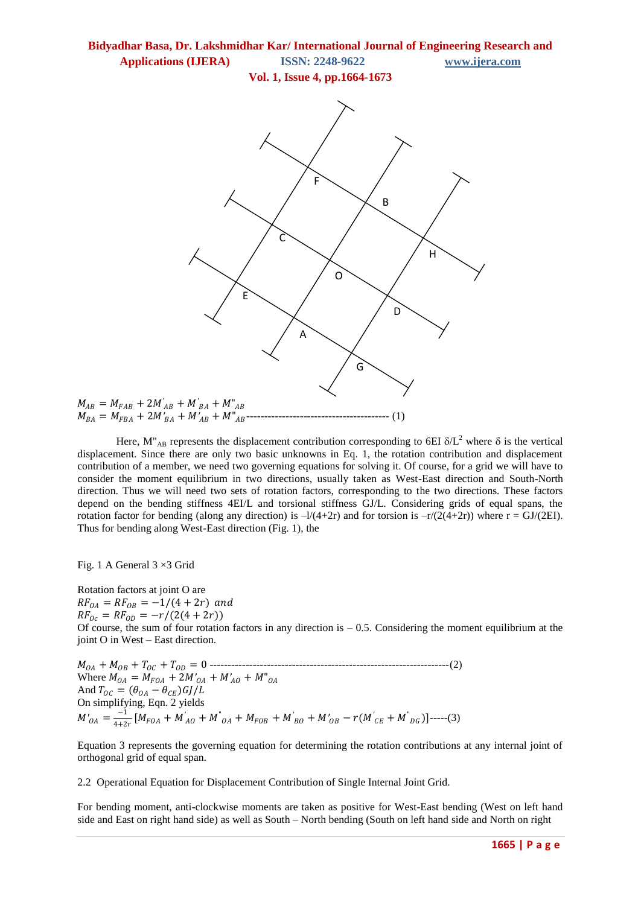$$M_{AB} = M_{FAB} + 2M'_{AB} + M'_{BA} + M''_{AB}$$
$$M_{BA} = M_{FBA} + 2M'_{BA} + M'_{AB} + M''_{AB} \qquad (1)$$

Here, $M''_{AB}$ represents the displacement contribution corresponding to $6EI\,\delta/L^2$ where δ is the vertical displacement. Since there are only two basic unknowns in Eq. 1, the rotation contribution and displacement contribution of a member, we need two governing equations for solving it. Of course, for a grid we will have to consider the moment equilibrium in two directions, usually taken as West-East direction and South-North direction. Thus we will need two sets of rotation factors, corresponding to the two directions. These factors depend on the bending stiffness 4EI/L and torsional stiffness GJ/L. Considering grids of equal spans, the rotation factor for bending (along any direction) is $-l/(4+2r)$ and for torsion is $-r/(2(4+2r))$ where $r = GJ/(2EI)$. Thus for bending along West-East direction (Fig. 1), the

Fig. 1 A General 3 ×3 Grid

Rotation factors at joint O are

$RF_{OA} = RF_{OB} = -1/(4+2r)$ and

$RF_{Oc} = RF_{OD} = -r/(2(4+2r))$

Of course, the sum of four rotation factors in any direction is – 0.5. Considering the moment equilibrium at the joint O in West – East direction.

$$M_{OA} + M_{OB} + T_{OC} + T_{OD} = 0 \qquad (2)$$

Where $M_{OA} = M_{FOA} + 2M'_{OA} + M'_{AO} + M''_{OA}$

And $T_{OC} = (\theta_{OA} - \theta_{CE})GJ/L$

On simplifying, Eqn. 2 yields

$$M'_{OA} = \frac{-1}{4+2r}\left[M_{FOA} + M'_{AO} + M''_{OA} + M_{FOB} + M'_{BO} + M'_{OB} - r(M'_{CE} + M''_{DG})\right] \qquad (3)$$

Equation 3 represents the governing equation for determining the rotation contributions at any internal joint of orthogonal grid of equal span.

2.2 Operational Equation for Displacement Contribution of Single Internal Joint Grid.

For bending moment, anti-clockwise moments are taken as positive for West-East bending (West on left hand side and East on right hand side) as well as South – North bending (South on left hand side and North on right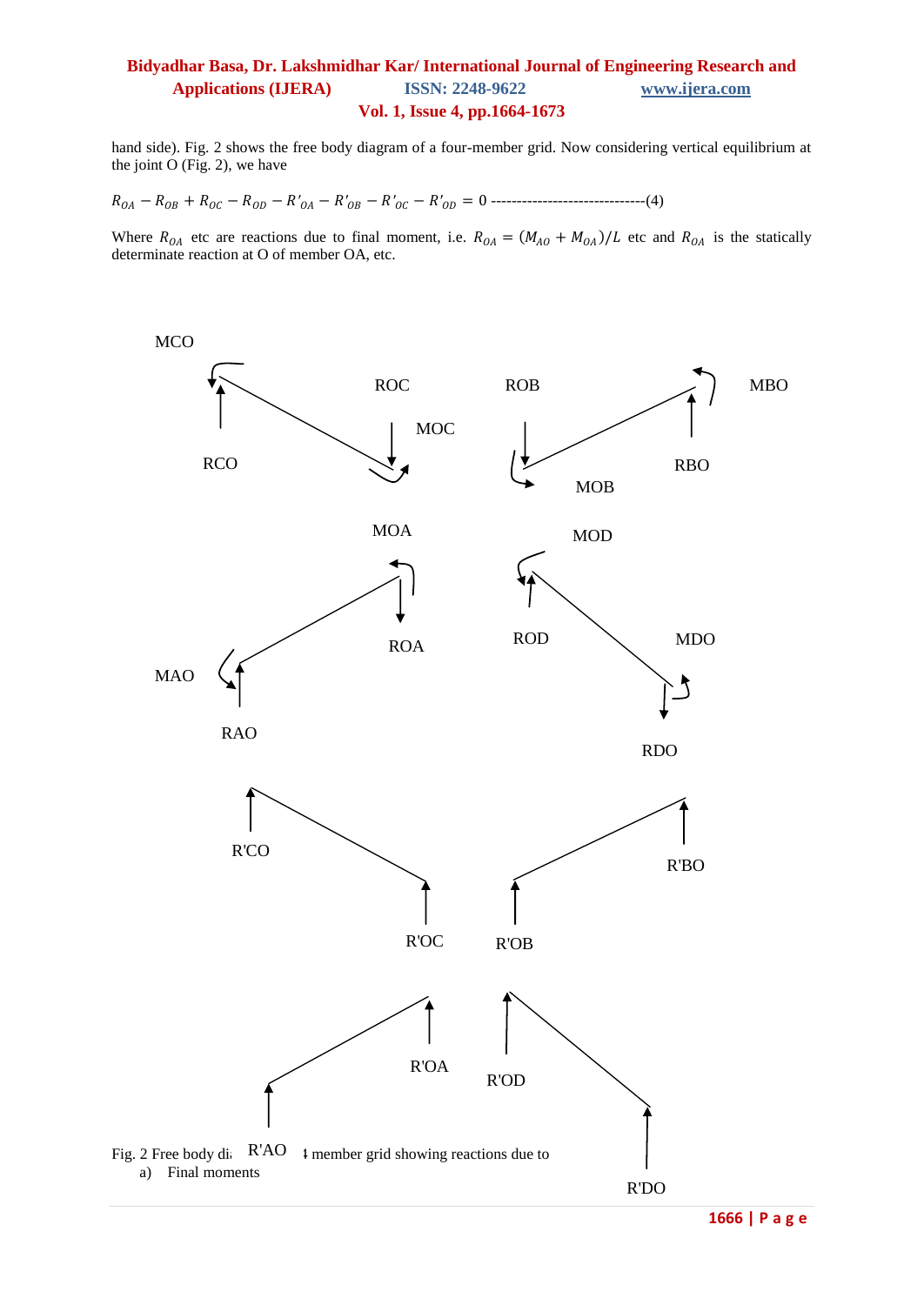hand side). Fig. 2 shows the free body diagram of a four-member grid. Now considering vertical equilibrium at the joint O (Fig. 2), we have

$$R_{OA} - R_{OB} + R_{OC} - R_{OD} - R'_{OA} - R'_{OB} - R'_{OC} - R'_{OD} = 0 \text{ ------------------------------(4)}$$

Where $R_{OA}$ etc are reactions due to final moment, i.e. $R_{OA} = (M_{AO} + M_{OA})/L$ etc and $R_{OA}$ is the statically determinate reaction at O of member OA, etc.

MCO

ROC

ROB

MBO

MOC

RCO

RBO

MOB

MOA

MOD

ROA

ROD

MDO

MAO

RAO

RDO

R'CO

R'BO

R'OC

R'OB

R'OA

R'OD

R'AO

R'DO

Fig. 2 Free body di... 4 member grid showing reactions due to
a) Final moments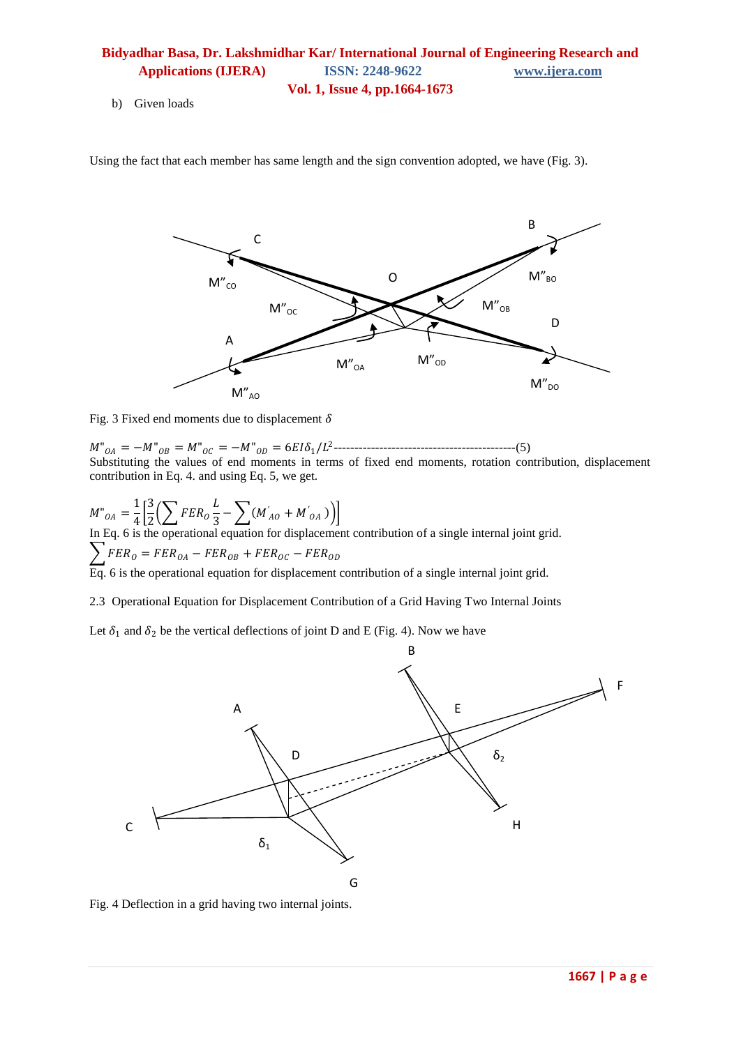b) Given loads

Using the fact that each member has same length and the sign convention adopted, we have (Fig. 3).

C

B

M″CO

O

M″BO

M″OC

M″OB

D

A

M″OA

M″OD

M″AO

M″DO

Fig. 3 Fixed end moments due to displacement $\delta$

$M''_{OA} = -M''_{OB} = M''_{OC} = -M''_{OD} = 6EI\delta_1/L^2$---------------------------------------------(5)

Substituting the values of end moments in terms of fixed end moments, rotation contribution, displacement contribution in Eq. 4. and using Eq. 5, we get.

$$M''_{OA} = \frac{1}{4}\left[\frac{3}{2}\left(\sum FER_O \frac{L}{3} - \sum (M'_{AO} + M'_{OA})\right)\right]$$

In Eq. 6 is the operational equation for displacement contribution of a single internal joint grid.

$$\sum FER_O = FER_{OA} - FER_{OB} + FER_{OC} - FER_{OD}$$

Eq. 6 is the operational equation for displacement contribution of a single internal joint grid.

2.3 Operational Equation for Displacement Contribution of a Grid Having Two Internal Joints

Let $\delta_1$ and $\delta_2$ be the vertical deflections of joint D and E (Fig. 4). Now we have

B

F

A

E

D

δ2

C

H

δ1

G

Fig. 4 Deflection in a grid having two internal joints.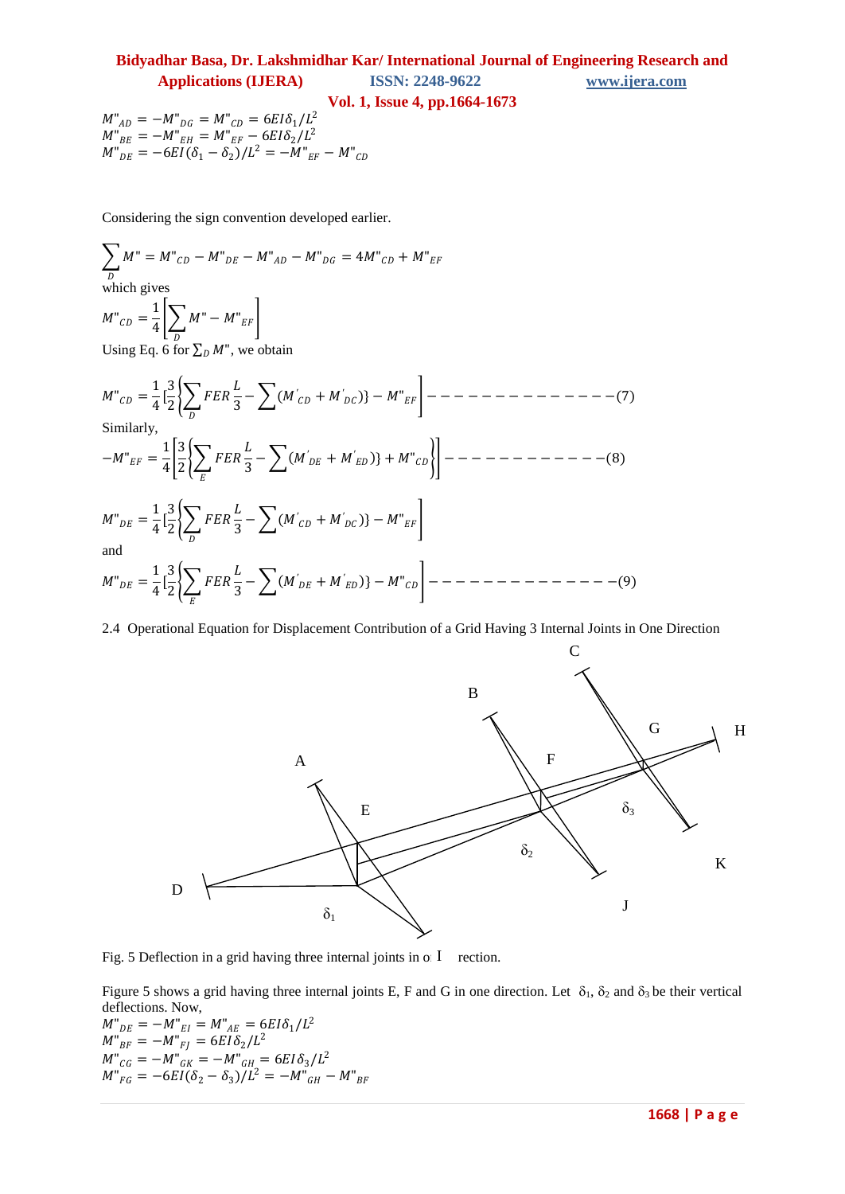$$M''_{AD} = -M''_{DG} = M''_{CD} = 6EI\delta_1/L^2$$
$$M''_{BE} = -M''_{EH} = M''_{EF} - 6EI\delta_2/L^2$$
$$M''_{DE} = -6EI(\delta_1 - \delta_2)/L^2 = -M''_{EF} - M''_{CD}$$

Considering the sign convention developed earlier.

$$\sum_D M'' = M''_{CD} - M''_{DE} - M''_{AD} - M''_{DG} = 4M''_{CD} + M''_{EF}$$

which gives

$$M''_{CD} = \frac{1}{4}\left[\sum_D M'' - M''_{EF}\right]$$

Using Eq. 6 for $\sum_D M''$, we obtain

$$M''_{CD} = \frac{1}{4}\left[\frac{3}{2}\left\{\sum_D FER\frac{L}{3} - \sum(M'_{CD} + M'_{DC})\right\} - M''_{EF}\right] \text{-------------(7)}$$

Similarly,

$$-M''_{EF} = \frac{1}{4}\left[\frac{3}{2}\left\{\sum_E FER\frac{L}{3} - \sum(M'_{DE} + M'_{ED})\right\} + M''_{CD}\right] \text{-------------(8)}$$

$$M''_{DE} = \frac{1}{4}\left[\frac{3}{2}\left\{\sum_D FER\frac{L}{3} - \sum(M'_{CD} + M'_{DC})\right\} - M''_{EF}\right]$$

and

$$M''_{DE} = \frac{1}{4}\left[\frac{3}{2}\left\{\sum_E FER\frac{L}{3} - \sum(M'_{DE} + M'_{ED})\right\} - M''_{CD}\right] \text{-------------(9)}$$

2.4 Operational Equation for Displacement Contribution of a Grid Having 3 Internal Joints in One Direction

C

B

G

H

A

F

E

$\delta_3$

$\delta_2$

K

D

J

$\delta_1$

Fig. 5 Deflection in a grid having three internal joints in one direction.

Figure 5 shows a grid having three internal joints E, F and G in one direction. Let $\delta_1$, $\delta_2$ and $\delta_3$ be their vertical deflections. Now,

$$M''_{DE} = -M''_{EI} = M''_{AE} = 6EI\delta_1/L^2$$
$$M''_{BF} = -M''_{FJ} = 6EI\delta_2/L^2$$
$$M''_{CG} = -M''_{GK} = -M''_{GH} = 6EI\delta_3/L^2$$
$$M''_{FG} = -6EI(\delta_2 - \delta_3)/L^2 = -M''_{GH} - M''_{BF}$$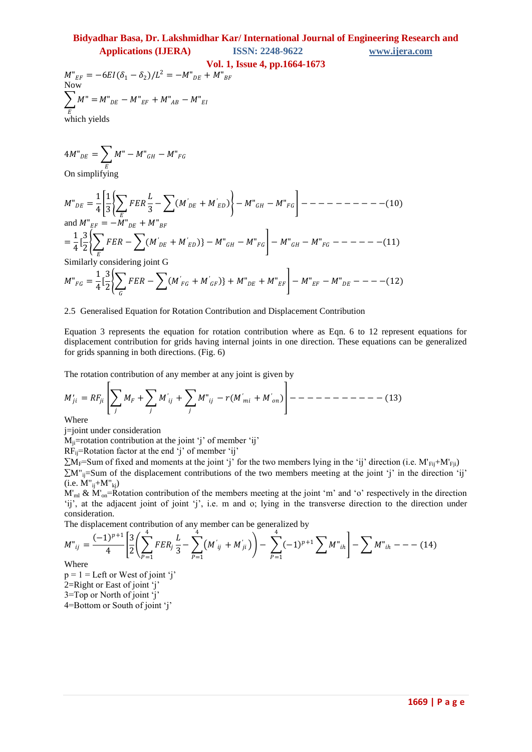$$M''_{EF} = -6EI(\delta_1 - \delta_2)/L^2 = -M''_{DE} + M''_{BF}$$

Now

$$\sum_E M'' = M''_{DE} - M''_{EF} + M''_{AB} - M''_{EI}$$

which yields

$$4M''_{DE} = \sum_E M'' - M''_{GH} - M''_{FG}$$

On simplifying

$$M''_{DE} = \frac{1}{4}\left[\frac{1}{3}\left\{\sum_E FER\frac{L}{3} - \sum(M'_{DE} + M'_{ED})\right\} - M''_{GH} - M''_{FG}\right] ----------(10)$$

and $M''_{EF} = -M''_{DE} + M''_{BF}$

$$= \frac{1}{4}\left[\frac{3}{2}\left\{\sum_E FER - \sum(M'_{DE} + M'_{ED})\right\} - M''_{GH} - M''_{FG}\right] - M''_{GH} - M''_{FG} ------(11)$$

Similarly considering joint G

$$M''_{FG} = \frac{1}{4}\left[\frac{3}{2}\left\{\sum_G FER - \sum(M'_{FG} + M'_{GF})\right\} + M''_{DE} + M''_{EF}\right] - M''_{EF} - M''_{DE} ----(12)$$

2.5 Generalised Equation for Rotation Contribution and Displacement Contribution

Equation 3 represents the equation for rotation contribution where as Eqn. 6 to 12 represent equations for displacement contribution for grids having internal joints in one direction. These equations can be generalized for grids spanning in both directions. (Fig. 6)

The rotation contribution of any member at any joint is given by

$$M'_{ji} = RF_{ji}\left[\sum_j M_F + \sum_j M'_{ij} + \sum_j M''_{ij} - r(M'_{mi} + M'_{on})\right] ----------- (13)$$

Where

j=joint under consideration

$M_{ji}$=rotation contribution at the joint 'j' of member 'ij'

$RF_{ij}$=Rotation factor at the end 'j' of member 'ij'

$\sum M_F$=Sum of fixed and moments at the joint 'j' for the two members lying in the 'ij' direction (i.e. $M'_{Fij}+M'_{Fji}$)

$\sum M''_{ij}$=Sum of the displacement contributions of the two members meeting at the joint 'j' in the direction 'ij' (i.e. $M''_{ij}+M''_{kj}$)

$M'_{ml}$ & $M'_{on}$=Rotation contribution of the members meeting at the joint 'm' and 'o' respectively in the direction 'ij', at the adjacent joint of joint 'j', i.e. m and o; lying in the transverse direction to the direction under consideration.

The displacement contribution of any member can be generalized by

$$M''_{ij} = \frac{(-1)^{p+1}}{4}\left[\frac{3}{2}\left(\sum_{P=1}^{4} FER_j\frac{L}{3} - \sum_{P=1}^{4}(M'_{ij} + M'_{ji})\right) - \sum_{P=1}^{4}(-1)^{p+1}\sum M''_{ih}\right] - \sum M''_{ih} --- (14)$$

Where

p = 1 = Left or West of joint 'j'

2=Right or East of joint 'j'

3=Top or North of joint 'j'

4=Bottom or South of joint 'j'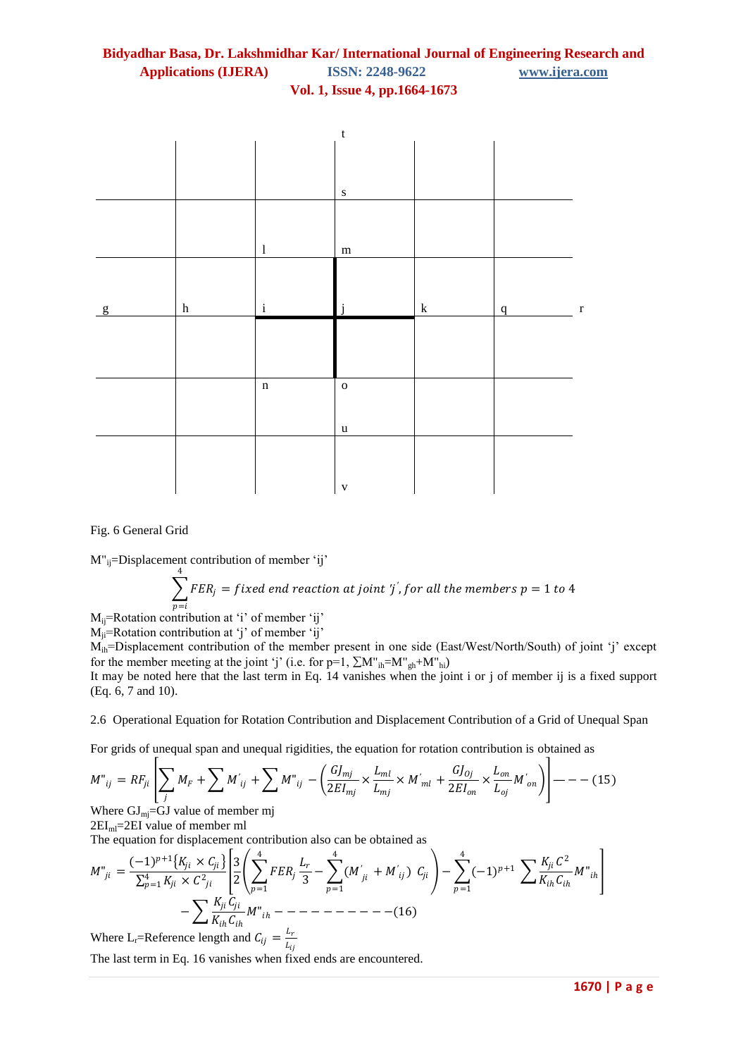t

s

l m

g h i j k q r

n o

u

v

Fig. 6 General Grid

$M''_{ij}$=Displacement contribution of member 'ij'

$$\sum_{p=i}^{4} FER_j = fixed\ end\ reaction\ at\ joint\ 'j', for\ all\ the\ members\ p = 1\ to\ 4$$

$M_{ij}$=Rotation contribution at 'i' of member 'ij'

$M_{ji}$=Rotation contribution at 'j' of member 'ij'

$M_{ih}$=Displacement contribution of the member present in one side (East/West/North/South) of joint 'j' except for the member meeting at the joint 'j' (i.e. for p=1, $\sum M''_{ih}=M''_{gh}+M''_{hi}$)

It may be noted here that the last term in Eq. 14 vanishes when the joint i or j of member ij is a fixed support (Eq. 6, 7 and 10).

2.6 Operational Equation for Rotation Contribution and Displacement Contribution of a Grid of Unequal Span

For grids of unequal span and unequal rigidities, the equation for rotation contribution is obtained as

$$M''_{ij} = RF_{ji}\left[\sum_{j} M_F + \sum M'_{ij} + \sum M''_{ij} - \left(\frac{GJ_{mj}}{2EI_{mj}} \times \frac{L_{ml}}{L_{mj}} \times M'_{ml} + \frac{GJ_{0j}}{2EI_{on}} \times \frac{L_{on}}{L_{oj}} M'_{on}\right)\right] - - - (15)$$

Where $GJ_{mj}$=GJ value of member mj

$2EI_{ml}$=2EI value of member ml

The equation for displacement contribution also can be obtained as

$$M''_{ji} = \frac{(-1)^{p+1}\{K_{ji} \times C_{ji}\}}{\sum_{p=1}^{4} K_{ji} \times C^2_{ji}}\left[\frac{3}{2}\left(\sum_{p=1}^{4} FER_j\,\frac{L_r}{3} - \sum_{p=1}^{4}(M'_{ji} + M'_{ij})\ C_{ji}\right) - \sum_{p=1}^{4}(-1)^{p+1} \sum \frac{K_{ji}C^2}{K_{ih}C_{ih}} M''_{ih}\right] - \sum \frac{K_{ji}C_{ji}}{K_{ih}C_{ih}} M''_{ih} - - - - - - - - - -(16)$$

Where $L_r$=Reference length and $C_{ij} = \frac{L_r}{L_{ij}}$

The last term in Eq. 16 vanishes when fixed ends are encountered.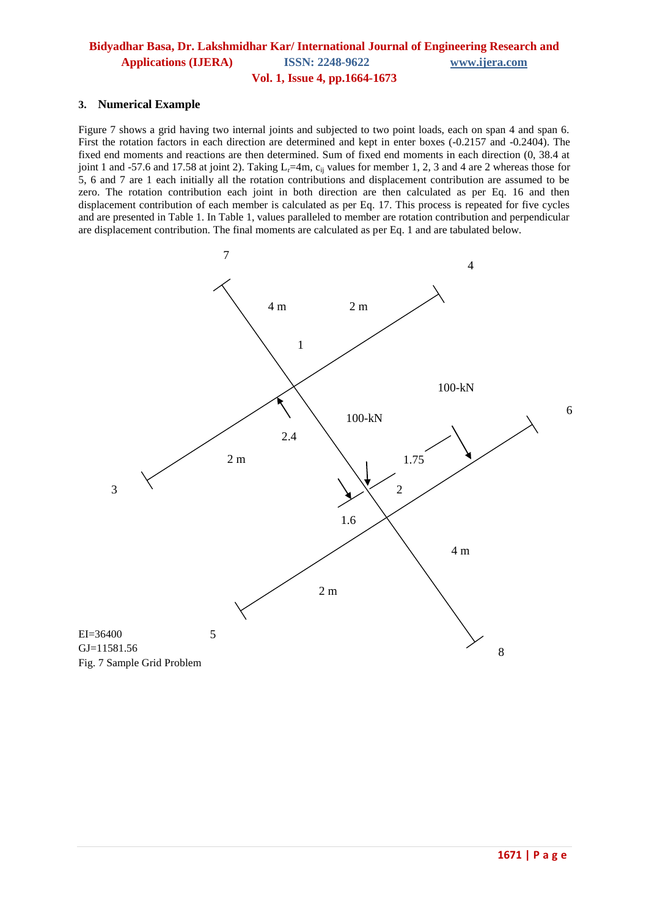### 3. Numerical Example

Figure 7 shows a grid having two internal joints and subjected to two point loads, each on span 4 and span 6. First the rotation factors in each direction are determined and kept in enter boxes (-0.2157 and -0.2404). The fixed end moments and reactions are then determined. Sum of fixed end moments in each direction (0, 38.4 at joint 1 and -57.6 and 17.58 at joint 2). Taking $L_r$=4m, $c_{ij}$ values for member 1, 2, 3 and 4 are 2 whereas those for 5, 6 and 7 are 1 each initially all the rotation contributions and displacement contribution are assumed to be zero. The rotation contribution each joint in both direction are then calculated as per Eq. 16 and then displacement contribution of each member is calculated as per Eq. 17. This process is repeated for five cycles and are presented in Table 1. In Table 1, values paralleled to member are rotation contribution and perpendicular are displacement contribution. The final moments are calculated as per Eq. 1 and are tabulated below.

7

4

4 m

2 m

1

100-kN

100-kN

6

2.4

1.75

2 m

2

3

1.6

4 m

2 m

EI=36400

GJ=11581.56

5

8

Fig. 7 Sample Grid Problem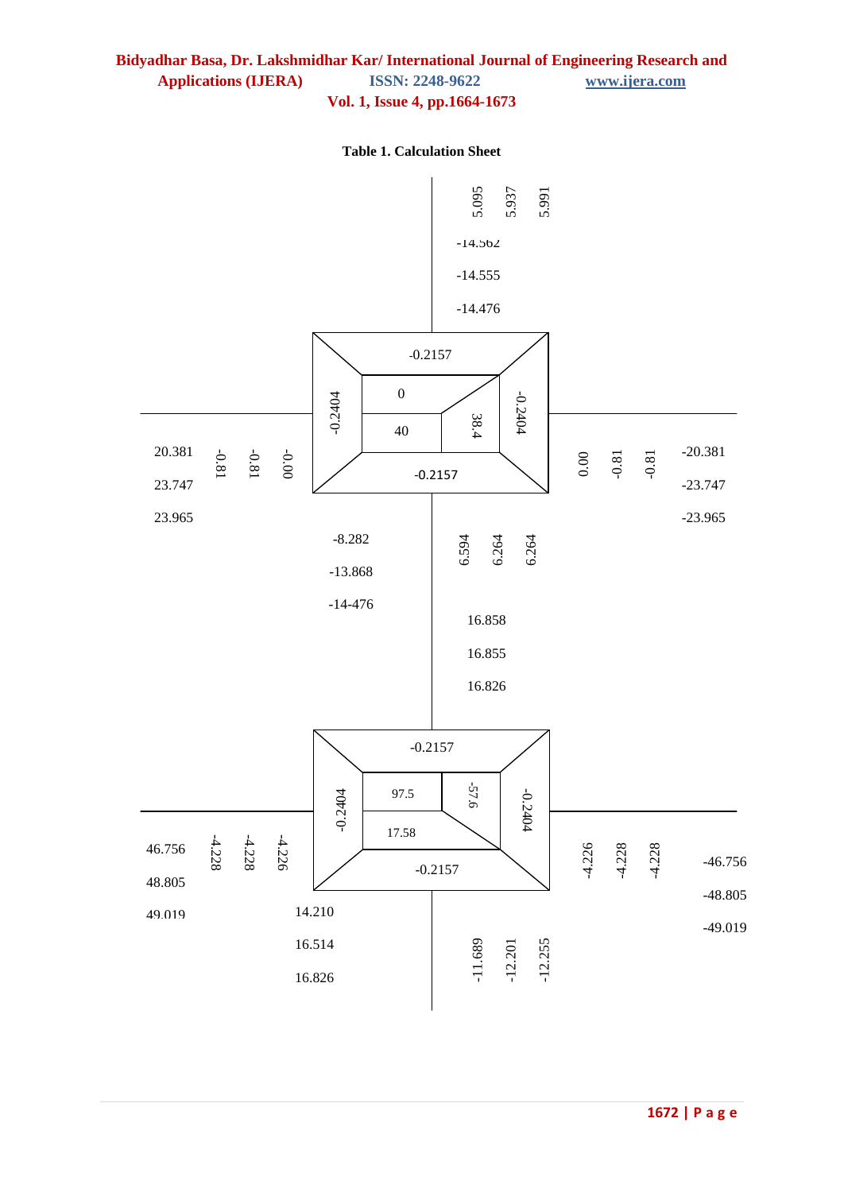**Table 1. Calculation Sheet**

5.095
5.937
5.991

-14.562
-14.555
-14.476

-0.2157
-0.2404
0
40
38.4
-0.2404
-0.2157

20.381
23.747
23.965

-0.81
-0.81
-0.00

0.00
-0.81
-0.81

-20.381
-23.747
-23.965

-8.282
-13.868
-14-476

6.594
6.264
6.264

16.858
16.855
16.826

-0.2157
-0.2404
97.5
-57.6
17.58
-0.2404
-0.2157

46.756
48.805
49.019

-4.228
-4.228
-4.226

-4.226
-4.228
-4.228

-46.756
-48.805
-49.019

14.210
16.514
16.826

-11.689
-12.201
-12.255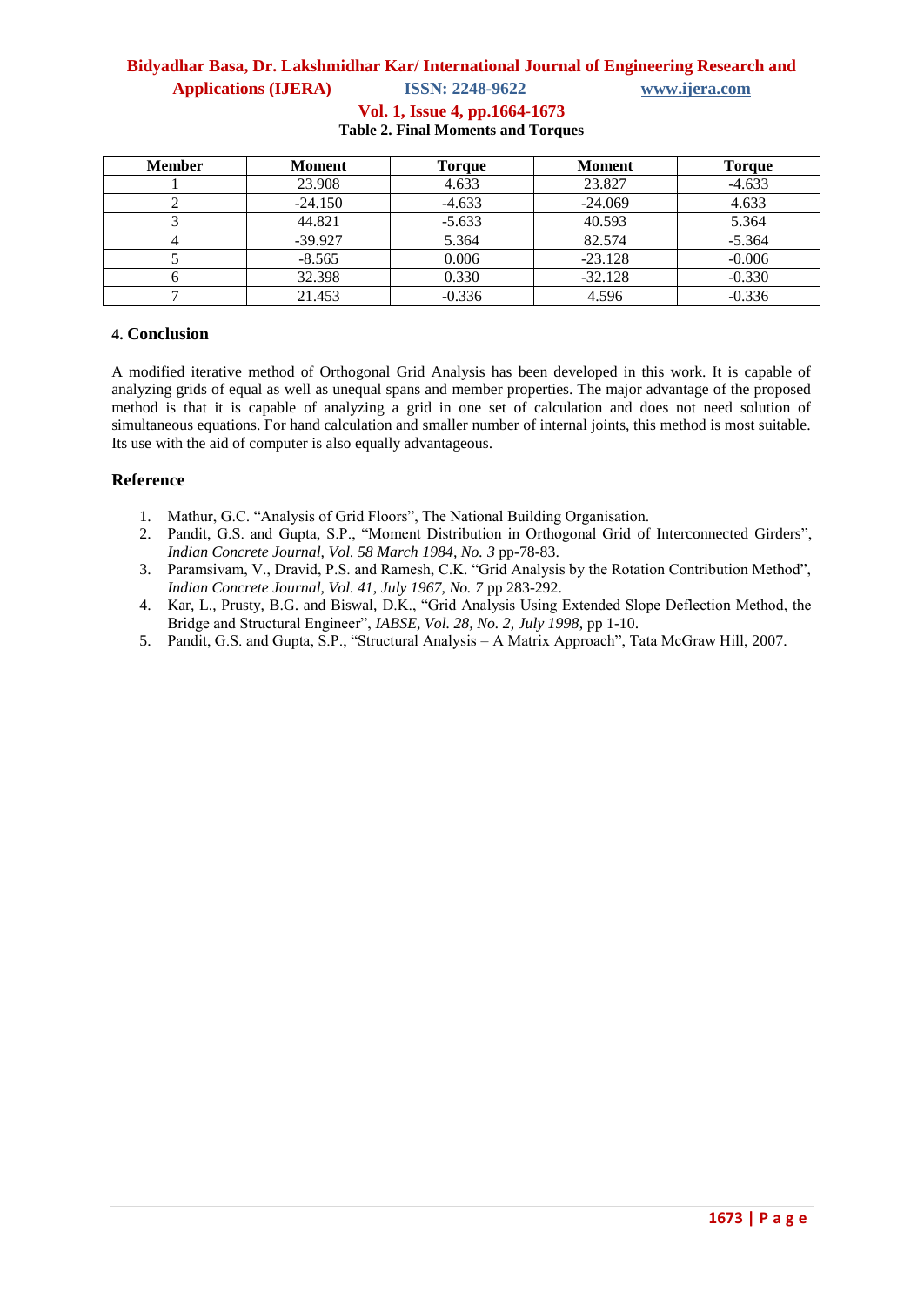**Table 2. Final Moments and Torques**

| Member | Moment | Torque | Moment | Torque |
|---|---|---|---|---|
| 1 | 23.908 | 4.633 | 23.827 | -4.633 |
| 2 | -24.150 | -4.633 | -24.069 | 4.633 |
| 3 | 44.821 | -5.633 | 40.593 | 5.364 |
| 4 | -39.927 | 5.364 | 82.574 | -5.364 |
| 5 | -8.565 | 0.006 | -23.128 | -0.006 |
| 6 | 32.398 | 0.330 | -32.128 | -0.330 |
| 7 | 21.453 | -0.336 | 4.596 | -0.336 |

## 4. Conclusion

A modified iterative method of Orthogonal Grid Analysis has been developed in this work. It is capable of analyzing grids of equal as well as unequal spans and member properties. The major advantage of the proposed method is that it is capable of analyzing a grid in one set of calculation and does not need solution of simultaneous equations. For hand calculation and smaller number of internal joints, this method is most suitable. Its use with the aid of computer is also equally advantageous.

## Reference

1. Mathur, G.C. "Analysis of Grid Floors", The National Building Organisation.
2. Pandit, G.S. and Gupta, S.P., "Moment Distribution in Orthogonal Grid of Interconnected Girders", *Indian Concrete Journal, Vol. 58 March 1984, No. 3* pp-78-83.
3. Paramsivam, V., Dravid, P.S. and Ramesh, C.K. "Grid Analysis by the Rotation Contribution Method", *Indian Concrete Journal, Vol. 41, July 1967, No. 7* pp 283-292.
4. Kar, L., Prusty, B.G. and Biswal, D.K., "Grid Analysis Using Extended Slope Deflection Method, the Bridge and Structural Engineer", *IABSE, Vol. 28, No. 2, July 1998,* pp 1-10.
5. Pandit, G.S. and Gupta, S.P., "Structural Analysis – A Matrix Approach", Tata McGraw Hill, 2007.